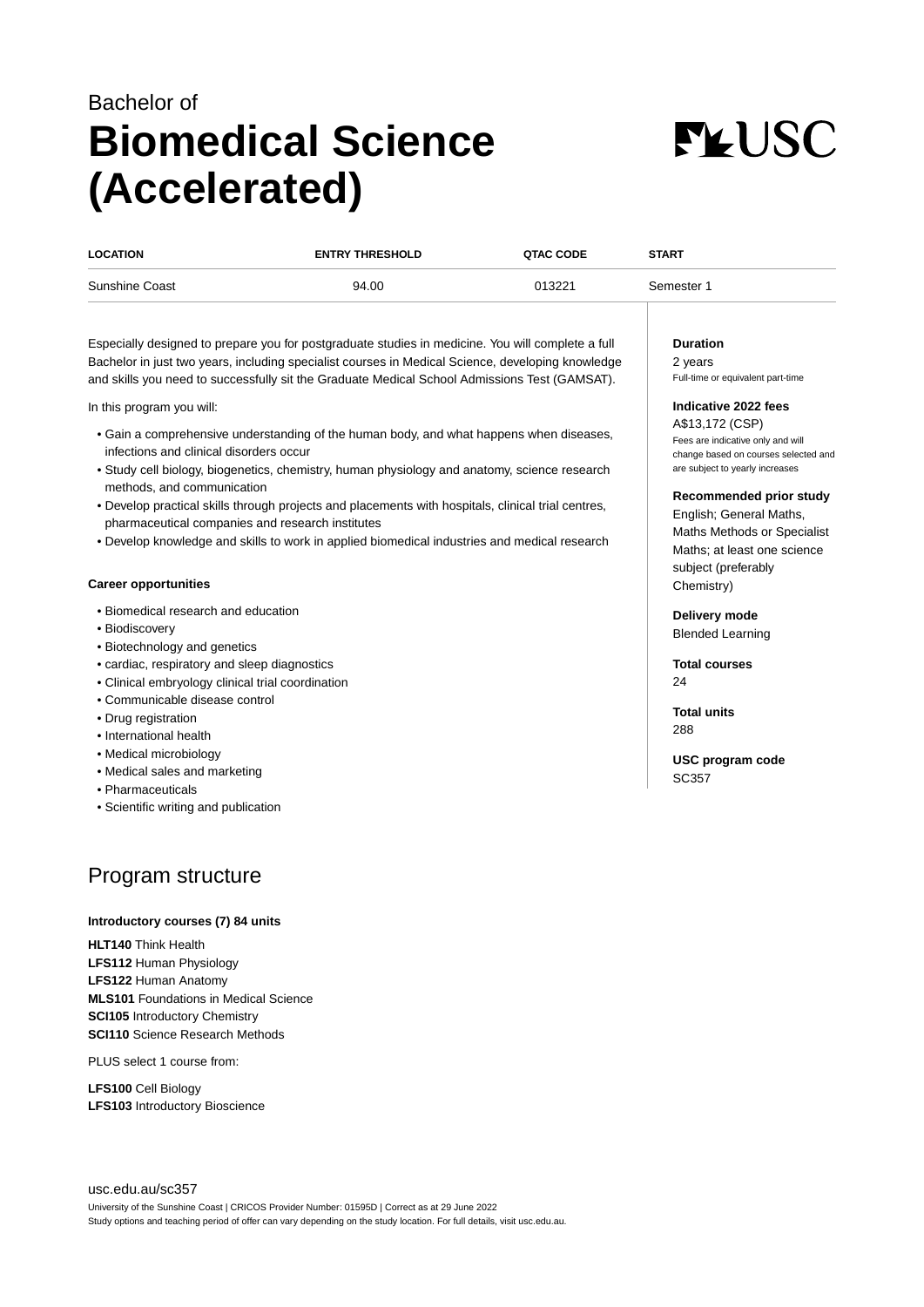Bachelor of

# Biomedical Science (Accelerated)

| LOCATION | ENTRY THRESHOLD | QTAC CODE | START |
|---|---|---|---|
| Sunshine Coast | 94.00 | 013221 | Semester 1 |

Especially designed to prepare you for postgraduate studies in medicine. You will complete a full Bachelor in just two years, including specialist courses in Medical Science, developing knowledge and skills you need to successfully sit the Graduate Medical School Admissions Test (GAMSAT).

In this program you will:

- Gain a comprehensive understanding of the human body, and what happens when diseases, infections and clinical disorders occur
- Study cell biology, biogenetics, chemistry, human physiology and anatomy, science research methods, and communication
- Develop practical skills through projects and placements with hospitals, clinical trial centres, pharmaceutical companies and research institutes
- Develop knowledge and skills to work in applied biomedical industries and medical research

**Career opportunities**

- Biomedical research and education
- Biodiscovery
- Biotechnology and genetics
- cardiac, respiratory and sleep diagnostics
- Clinical embryology clinical trial coordination
- Communicable disease control
- Drug registration
- International health
- Medical microbiology
- Medical sales and marketing
- Pharmaceuticals
- Scientific writing and publication

**Duration**
2 years
Full-time or equivalent part-time

**Indicative 2022 fees**
A$13,172 (CSP)
Fees are indicative only and will change based on courses selected and are subject to yearly increases

**Recommended prior study**
English; General Maths, Maths Methods or Specialist Maths; at least one science subject (preferably Chemistry)

**Delivery mode**
Blended Learning

**Total courses**
24

**Total units**
288

**USC program code**
SC357

## Program structure

**Introductory courses (7) 84 units**

**HLT140** Think Health
**LFS112** Human Physiology
**LFS122** Human Anatomy
**MLS101** Foundations in Medical Science
**SCI105** Introductory Chemistry
**SCI110** Science Research Methods

PLUS select 1 course from:

**LFS100** Cell Biology
**LFS103** Introductory Bioscience

usc.edu.au/sc357

University of the Sunshine Coast | CRICOS Provider Number: 01595D | Correct as at 29 June 2022
Study options and teaching period of offer can vary depending on the study location. For full details, visit usc.edu.au.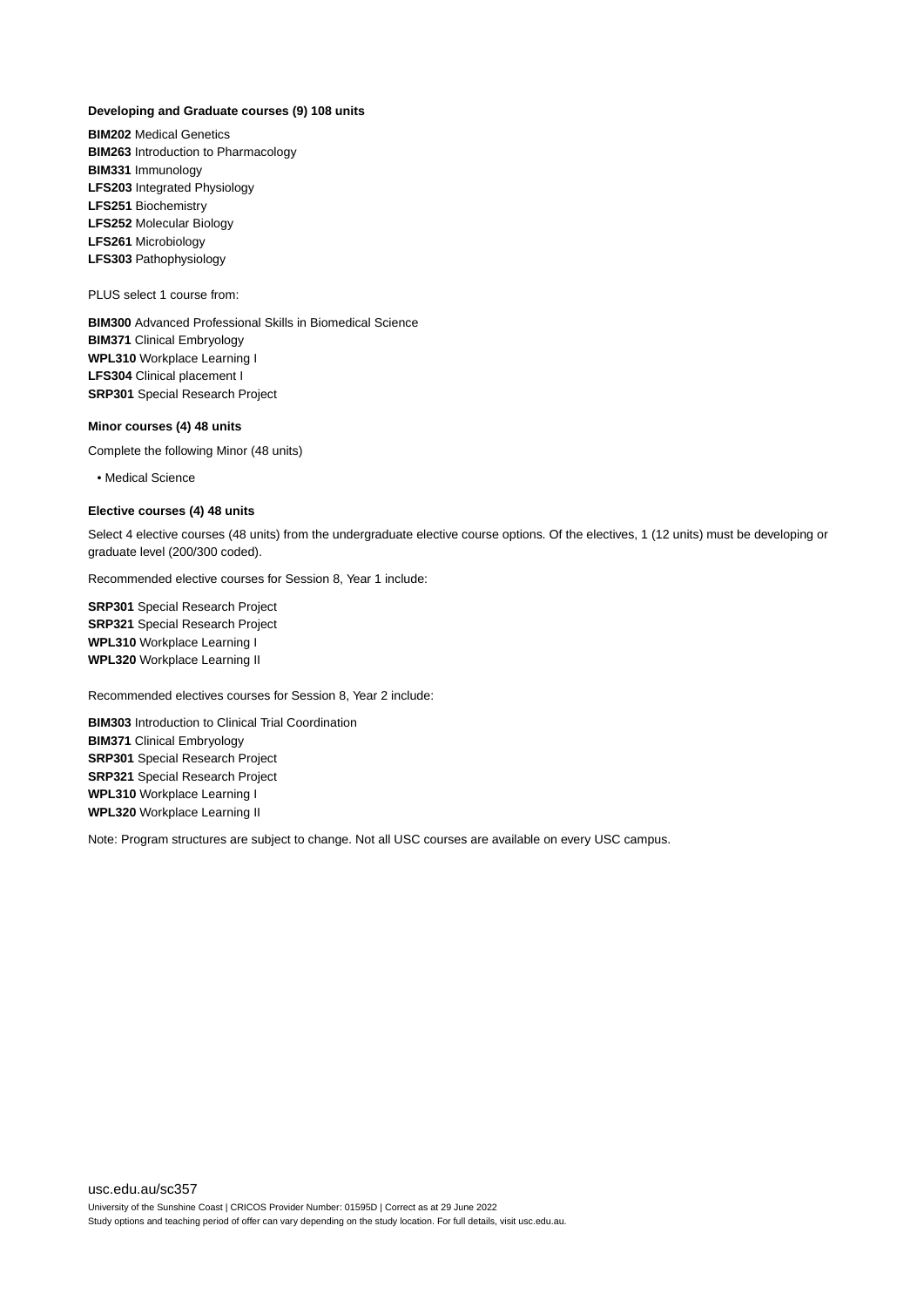**Developing and Graduate courses (9) 108 units**

**BIM202** Medical Genetics
**BIM263** Introduction to Pharmacology
**BIM331** Immunology
**LFS203** Integrated Physiology
**LFS251** Biochemistry
**LFS252** Molecular Biology
**LFS261** Microbiology
**LFS303** Pathophysiology

PLUS select 1 course from:

**BIM300** Advanced Professional Skills in Biomedical Science
**BIM371** Clinical Embryology
**WPL310** Workplace Learning I
**LFS304** Clinical placement I
**SRP301** Special Research Project

**Minor courses (4) 48 units**

Complete the following Minor (48 units)

- Medical Science

**Elective courses (4) 48 units**

Select 4 elective courses (48 units) from the undergraduate elective course options. Of the electives, 1 (12 units) must be developing or graduate level (200/300 coded).

Recommended elective courses for Session 8, Year 1 include:

**SRP301** Special Research Project
**SRP321** Special Research Project
**WPL310** Workplace Learning I
**WPL320** Workplace Learning II

Recommended electives courses for Session 8, Year 2 include:

**BIM303** Introduction to Clinical Trial Coordination
**BIM371** Clinical Embryology
**SRP301** Special Research Project
**SRP321** Special Research Project
**WPL310** Workplace Learning I
**WPL320** Workplace Learning II

Note: Program structures are subject to change. Not all USC courses are available on every USC campus.

usc.edu.au/sc357

University of the Sunshine Coast | CRICOS Provider Number: 01595D | Correct as at 29 June 2022
Study options and teaching period of offer can vary depending on the study location. For full details, visit usc.edu.au.